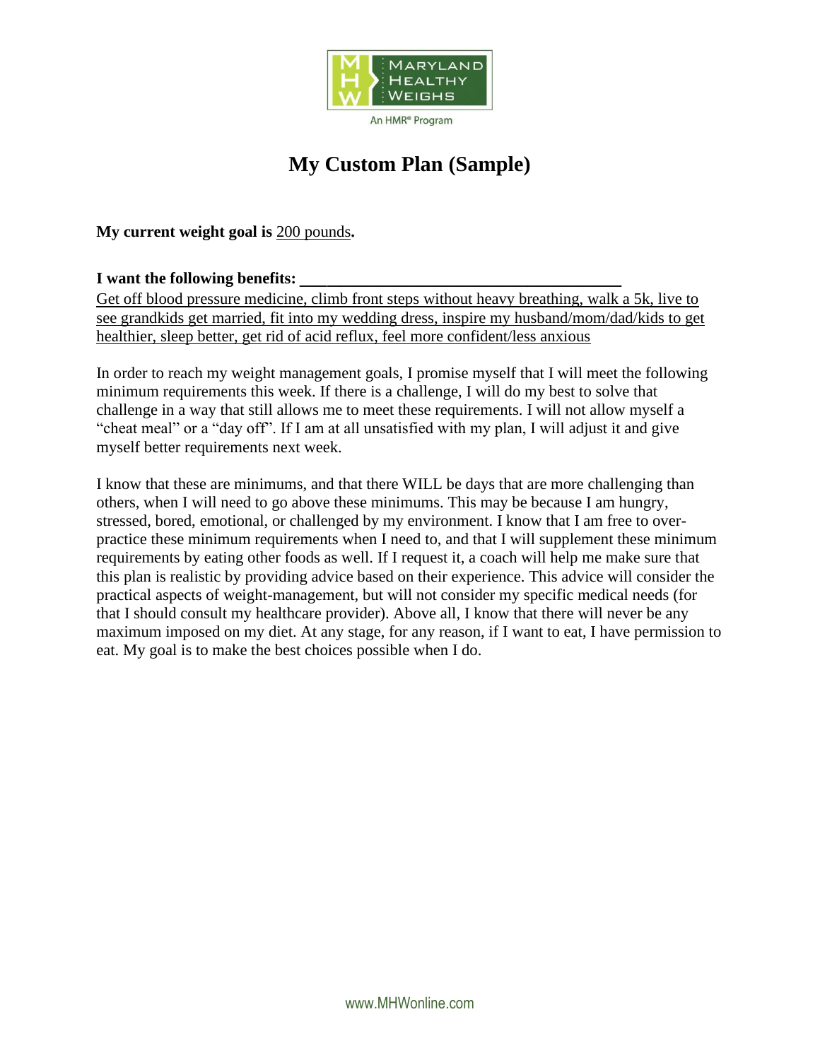# My Custom Plan (Sample)

**My current weight goal is** 200 pounds**.**

**I want the following benefits:** \_\_\_\_\_\_\_\_\_\_\_\_\_\_\_\_\_\_\_\_\_\_\_\_\_\_\_\_\_\_\_\_\_\_\_\_\_\_\_

Get off blood pressure medicine, climb front steps without heavy breathing, walk a 5k, live to see grandkids get married, fit into my wedding dress, inspire my husband/mom/dad/kids to get healthier, sleep better, get rid of acid reflux, feel more confident/less anxious

In order to reach my weight management goals, I promise myself that I will meet the following minimum requirements this week. If there is a challenge, I will do my best to solve that challenge in a way that still allows me to meet these requirements. I will not allow myself a "cheat meal" or a "day off". If I am at all unsatisfied with my plan, I will adjust it and give myself better requirements next week.

I know that these are minimums, and that there WILL be days that are more challenging than others, when I will need to go above these minimums. This may be because I am hungry, stressed, bored, emotional, or challenged by my environment. I know that I am free to over-practice these minimum requirements when I need to, and that I will supplement these minimum requirements by eating other foods as well. If I request it, a coach will help me make sure that this plan is realistic by providing advice based on their experience. This advice will consider the practical aspects of weight-management, but will not consider my specific medical needs (for that I should consult my healthcare provider). Above all, I know that there will never be any maximum imposed on my diet. At any stage, for any reason, if I want to eat, I have permission to eat. My goal is to make the best choices possible when I do.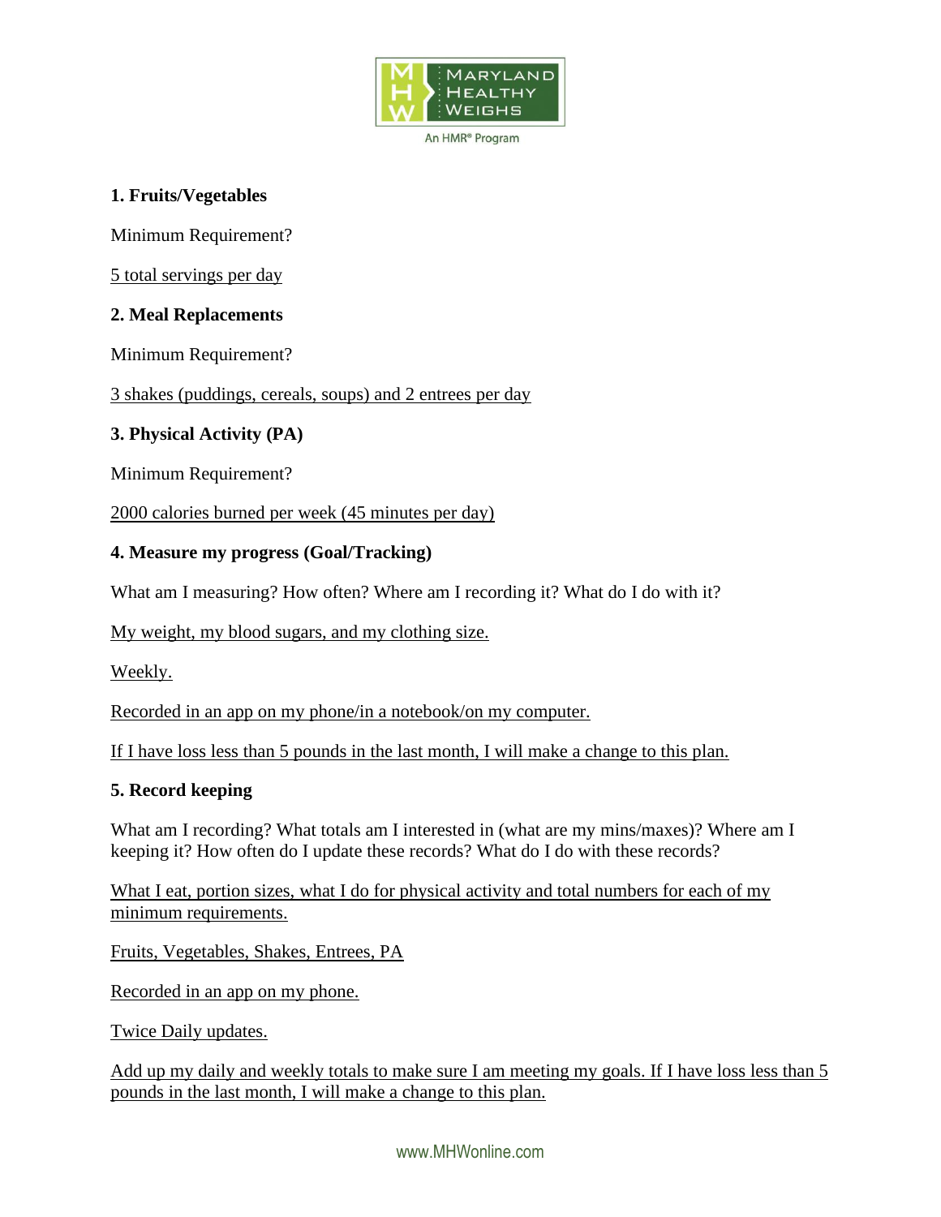**1. Fruits/Vegetables**

Minimum Requirement?

5 total servings per day

**2. Meal Replacements**

Minimum Requirement?

3 shakes (puddings, cereals, soups) and 2 entrees per day

**3. Physical Activity (PA)**

Minimum Requirement?

2000 calories burned per week (45 minutes per day)

**4. Measure my progress (Goal/Tracking)**

What am I measuring? How often? Where am I recording it? What do I do with it?

My weight, my blood sugars, and my clothing size.

Weekly.

Recorded in an app on my phone/in a notebook/on my computer.

If I have loss less than 5 pounds in the last month, I will make a change to this plan.

**5. Record keeping**

What am I recording? What totals am I interested in (what are my mins/maxes)? Where am I keeping it? How often do I update these records? What do I do with these records?

What I eat, portion sizes, what I do for physical activity and total numbers for each of my minimum requirements.

Fruits, Vegetables, Shakes, Entrees, PA

Recorded in an app on my phone.

Twice Daily updates.

Add up my daily and weekly totals to make sure I am meeting my goals. If I have loss less than 5 pounds in the last month, I will make a change to this plan.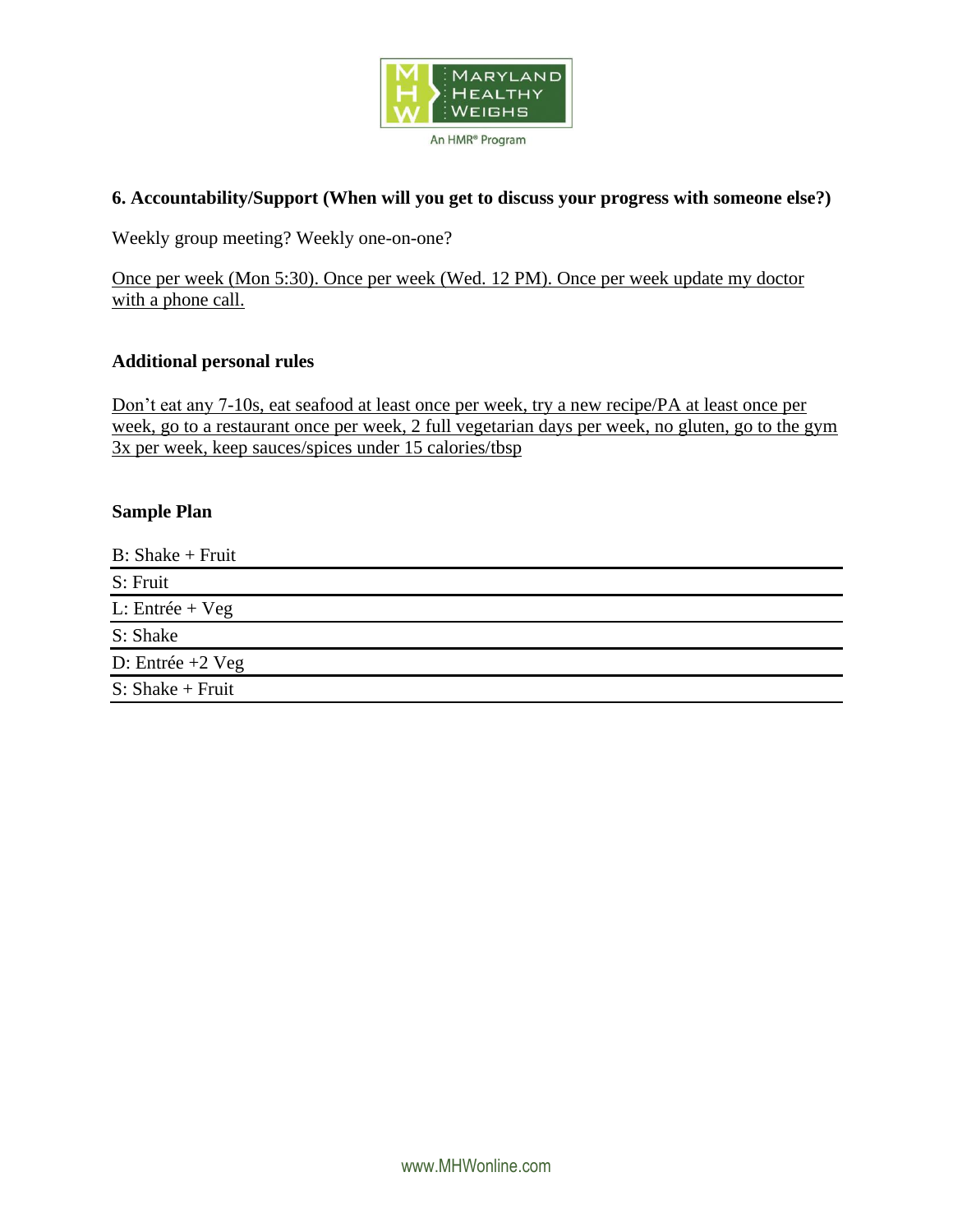### 6. Accountability/Support (When will you get to discuss your progress with someone else?)

Weekly group meeting? Weekly one-on-one?

Once per week (Mon 5:30). Once per week (Wed. 12 PM). Once per week update my doctor with a phone call.

### Additional personal rules

Don't eat any 7-10s, eat seafood at least once per week, try a new recipe/PA at least once per week, go to a restaurant once per week, 2 full vegetarian days per week, no gluten, go to the gym 3x per week, keep sauces/spices under 15 calories/tbsp

### Sample Plan

B: Shake + Fruit

S: Fruit

L: Entrée + Veg

S: Shake

D: Entrée +2 Veg

S: Shake + Fruit